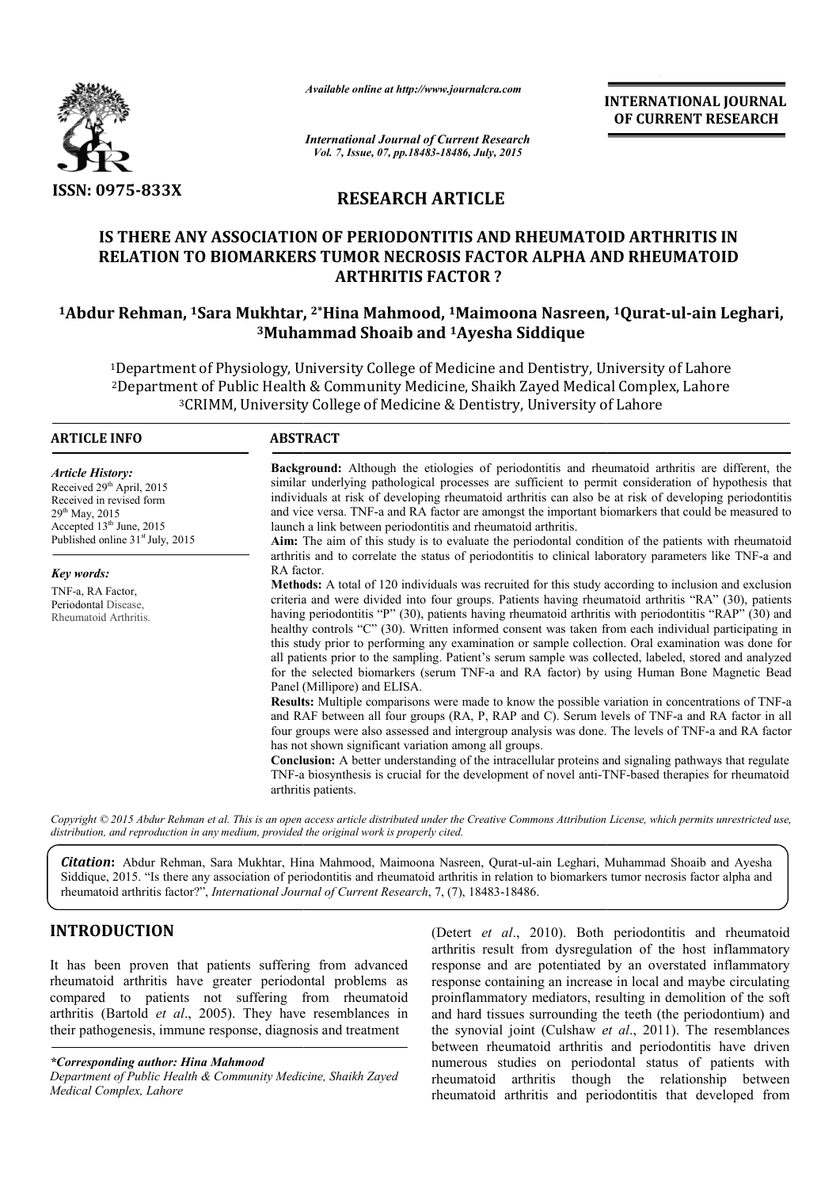*Available online at http://www.journalcra.com*

*International Journal of Current Research*
*Vol. 7, Issue, 07, pp.18483-18486, July, 2015*

**INTERNATIONAL JOURNAL OF CURRENT RESEARCH**

ISSN: 0975-833X

## RESEARCH ARTICLE

# IS THERE ANY ASSOCIATION OF PERIODONTITIS AND RHEUMATOID ARTHRITIS IN RELATION TO BIOMARKERS TUMOR NECROSIS FACTOR ALPHA AND RHEUMATOID ARTHRITIS FACTOR ?

**[1]Abdur Rehman, [1]Sara Mukhtar, [2*]Hina Mahmood, [1]Maimoona Nasreen, [1]Qurat-ul-ain Leghari, [3]Muhammad Shoaib and [1]Ayesha Siddique**

[1]Department of Physiology, University College of Medicine and Dentistry, University of Lahore
[2]Department of Public Health & Community Medicine, Shaikh Zayed Medical Complex, Lahore
[3]CRIMM, University College of Medicine & Dentistry, University of Lahore

### ARTICLE INFO

*Article History:*
Received 29th April, 2015
Received in revised form
29th May, 2015
Accepted 13th June, 2015
Published online 31st July, 2015

*Key words:*
TNF-a, RA Factor,
Periodontal Disease,
Rheumatoid Arthritis.

### ABSTRACT

**Background:** Although the etiologies of periodontitis and rheumatoid arthritis are different, the similar underlying pathological processes are sufficient to permit consideration of hypothesis that individuals at risk of developing rheumatoid arthritis can also be at risk of developing periodontitis and vice versa. TNF-a and RA factor are amongst the important biomarkers that could be measured to launch a link between periodontitis and rheumatoid arthritis.

**Aim:** The aim of this study is to evaluate the periodontal condition of the patients with rheumatoid arthritis and to correlate the status of periodontitis to clinical laboratory parameters like TNF-a and RA factor.

**Methods:** A total of 120 individuals was recruited for this study according to inclusion and exclusion criteria and were divided into four groups. Patients having rheumatoid arthritis "RA" (30), patients having periodontitis "P" (30), patients having rheumatoid arthritis with periodontitis "RAP" (30) and healthy controls "C" (30). Written informed consent was taken from each individual participating in this study prior to performing any examination or sample collection. Oral examination was done for all patients prior to the sampling. Patient's serum sample was collected, labeled, stored and analyzed for the selected biomarkers (serum TNF-a and RA factor) by using Human Bone Magnetic Bead Panel (Millipore) and ELISA.

**Results:** Multiple comparisons were made to know the possible variation in concentrations of TNF-a and RAF between all four groups (RA, P, RAP and C). Serum levels of TNF-a and RA factor in all four groups were also assessed and intergroup analysis was done. The levels of TNF-a and RA factor has not shown significant variation among all groups.

**Conclusion:** A better understanding of the intracellular proteins and signaling pathways that regulate TNF-a biosynthesis is crucial for the development of novel anti-TNF-based therapies for rheumatoid arthritis patients.

*Copyright © 2015 Abdur Rehman et al. This is an open access article distributed under the Creative Commons Attribution License, which permits unrestricted use, distribution, and reproduction in any medium, provided the original work is properly cited.*

***Citation*:** Abdur Rehman, Sara Mukhtar, Hina Mahmood, Maimoona Nasreen, Qurat-ul-ain Leghari, Muhammad Shoaib and Ayesha Siddique, 2015. "Is there any association of periodontitis and rheumatoid arthritis in relation to biomarkers tumor necrosis factor alpha and rheumatoid arthritis factor?", *International Journal of Current Research*, 7, (7), 18483-18486.

## INTRODUCTION

It has been proven that patients suffering from advanced rheumatoid arthritis have greater periodontal problems as compared to patients not suffering from rheumatoid arthritis (Bartold *et al*., 2005). They have resemblances in their pathogenesis, immune response, diagnosis and treatment (Detert *et al*., 2010). Both periodontitis and rheumatoid arthritis result from dysregulation of the host inflammatory response and are potentiated by an overstated inflammatory response containing an increase in local and maybe circulating proinflammatory mediators, resulting in demolition of the soft and hard tissues surrounding the teeth (the periodontium) and the synovial joint (Culshaw *et al*., 2011). The resemblances between rheumatoid arthritis and periodontitis have driven numerous studies on periodontal status of patients with rheumatoid arthritis though the relationship between rheumatoid arthritis and periodontitis that developed from

**\*Corresponding author: Hina Mahmood**
*Department of Public Health & Community Medicine, Shaikh Zayed Medical Complex, Lahore*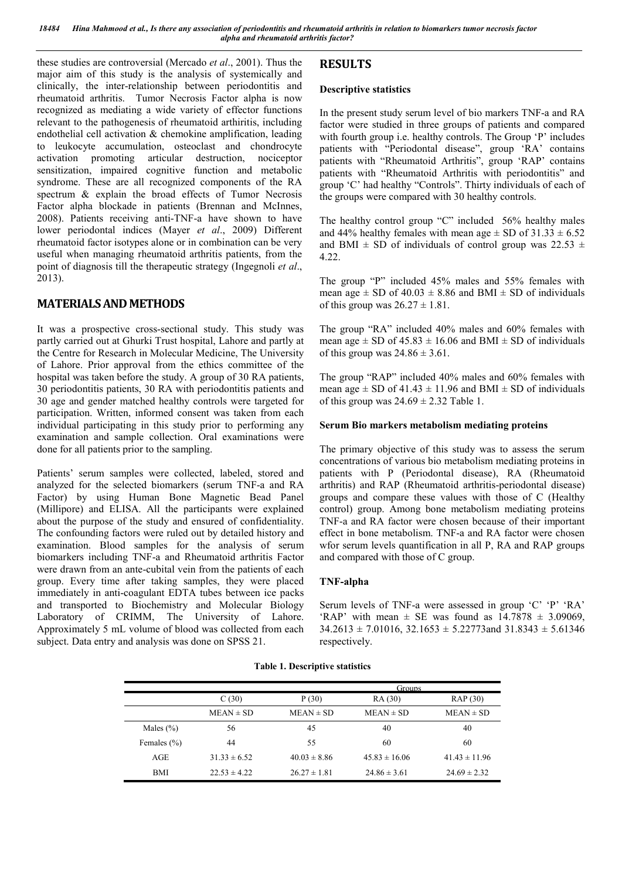these studies are controversial (Mercado *et al*., 2001). Thus the major aim of this study is the analysis of systemically and clinically, the inter-relationship between periodontitis and rheumatoid arthritis. Tumor Necrosis Factor alpha is now recognized as mediating a wide variety of effector functions relevant to the pathogenesis of rheumatoid arthiritis, including endothelial cell activation & chemokine amplification, leading to leukocyte accumulation, osteoclast and chondrocyte activation promoting articular destruction, nociceptor sensitization, impaired cognitive function and metabolic syndrome. These are all recognized components of the RA spectrum & explain the broad effects of Tumor Necrosis Factor alpha blockade in patients (Brennan and McInnes, 2008). Patients receiving anti-TNF-a have shown to have lower periodontal indices (Mayer *et al*., 2009) Different rheumatoid factor isotypes alone or in combination can be very useful when managing rheumatoid arthritis patients, from the point of diagnosis till the therapeutic strategy (Ingegnoli *et al*., 2013).

## MATERIALS AND METHODS

It was a prospective cross-sectional study. This study was partly carried out at Ghurki Trust hospital, Lahore and partly at the Centre for Research in Molecular Medicine, The University of Lahore. Prior approval from the ethics committee of the hospital was taken before the study. A group of 30 RA patients, 30 periodontitis patients, 30 RA with periodontitis patients and 30 age and gender matched healthy controls were targeted for participation. Written, informed consent was taken from each individual participating in this study prior to performing any examination and sample collection. Oral examinations were done for all patients prior to the sampling.

Patients' serum samples were collected, labeled, stored and analyzed for the selected biomarkers (serum TNF-a and RA Factor) by using Human Bone Magnetic Bead Panel (Millipore) and ELISA. All the participants were explained about the purpose of the study and ensured of confidentiality. The confounding factors were ruled out by detailed history and examination. Blood samples for the analysis of serum biomarkers including TNF-a and Rheumatoid arthritis Factor were drawn from an ante-cubital vein from the patients of each group. Every time after taking samples, they were placed immediately in anti-coagulant EDTA tubes between ice packs and transported to Biochemistry and Molecular Biology Laboratory of CRIMM, The University of Lahore. Approximately 5 mL volume of blood was collected from each subject. Data entry and analysis was done on SPSS 21.

## RESULTS

### Descriptive statistics

In the present study serum level of bio markers TNF-a and RA factor were studied in three groups of patients and compared with fourth group i.e. healthy controls. The Group 'P' includes patients with "Periodontal disease", group 'RA' contains patients with "Rheumatoid Arthritis", group 'RAP' contains patients with "Rheumatoid Arthritis with periodontitis" and group 'C' had healthy "Controls". Thirty individuals of each of the groups were compared with 30 healthy controls.

The healthy control group "C" included 56% healthy males and 44% healthy females with mean age ± SD of 31.33 ± 6.52 and BMI ± SD of individuals of control group was 22.53 ± 4.22.

The group "P" included 45% males and 55% females with mean age ± SD of 40.03 ± 8.86 and BMI ± SD of individuals of this group was 26.27 ± 1.81.

The group "RA" included 40% males and 60% females with mean age ± SD of 45.83 ± 16.06 and BMI ± SD of individuals of this group was 24.86 ± 3.61.

The group "RAP" included 40% males and 60% females with mean age ± SD of 41.43 ± 11.96 and BMI ± SD of individuals of this group was 24.69 ± 2.32 Table 1.

### Serum Bio markers metabolism mediating proteins

The primary objective of this study was to assess the serum concentrations of various bio metabolism mediating proteins in patients with P (Periodontal disease), RA (Rheumatoid arthritis) and RAP (Rheumatoid arthritis-periodontal disease) groups and compare these values with those of C (Healthy control) group. Among bone metabolism mediating proteins TNF-a and RA factor were chosen because of their important effect in bone metabolism. TNF-a and RA factor were chosen wfor serum levels quantification in all P, RA and RAP groups and compared with those of C group.

### TNF-alpha

Serum levels of TNF-a were assessed in group 'C' 'P' 'RA' 'RAP' with mean ± SE was found as 14.7878 ± 3.09069, 34.2613 ± 7.01016, 32.1653 ± 5.22773and 31.8343 ± 5.61346 respectively.

**Table 1. Descriptive statistics**

| | Groups | | | |
|---|---|---|---|---|
| | C (30) | P (30) | RA (30) | RAP (30) |
| | MEAN ± SD | MEAN ± SD | MEAN ± SD | MEAN ± SD |
| Males (%) | 56 | 45 | 40 | 40 |
| Females (%) | 44 | 55 | 60 | 60 |
| AGE | 31.33 ± 6.52 | 40.03 ± 8.86 | 45.83 ± 16.06 | 41.43 ± 11.96 |
| BMI | 22.53 ± 4.22 | 26.27 ± 1.81 | 24.86 ± 3.61 | 24.69 ± 2.32 |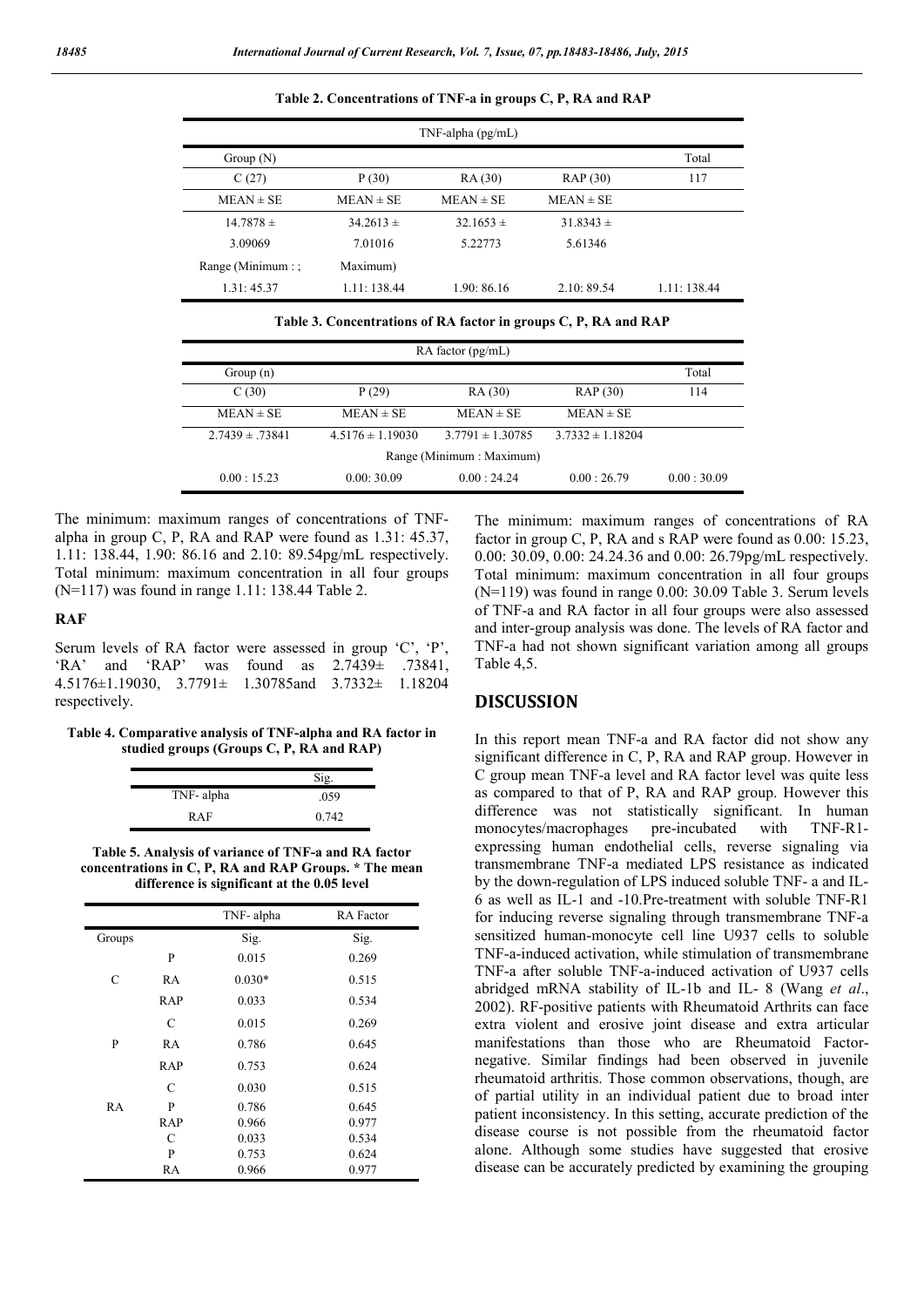**Table 2. Concentrations of TNF-a in groups C, P, RA and RAP**

| TNF-alpha (pg/mL) | | | | |
|---|---|---|---|---|
| Group (N) | | | | Total |
| C (27) | P (30) | RA (30) | RAP (30) | 117 |
| MEAN ± SE | MEAN ± SE | MEAN ± SE | MEAN ± SE | |
| 14.7878 ± 3.09069 | 34.2613 ± 7.01016 | 32.1653 ± 5.22773 | 31.8343 ± 5.61346 | |
| Range (Minimum : ; | Maximum) | | | |
| 1.31: 45.37 | 1.11: 138.44 | 1.90: 86.16 | 2.10: 89.54 | 1.11: 138.44 |

**Table 3. Concentrations of RA factor in groups C, P, RA and RAP**

| RA factor (pg/mL) | | | | |
|---|---|---|---|---|
| Group (n) | | | | Total |
| C (30) | P (29) | RA (30) | RAP (30) | 114 |
| MEAN ± SE | MEAN ± SE | MEAN ± SE | MEAN ± SE | |
| 2.7439 ± .73841 | 4.5176 ± 1.19030 | 3.7791 ± 1.30785 | 3.7332 ± 1.18204 | |
| Range (Minimum : Maximum) | | | | |
| 0.00 : 15.23 | 0.00: 30.09 | 0.00 : 24.24 | 0.00 : 26.79 | 0.00 : 30.09 |

The minimum: maximum ranges of concentrations of TNF-alpha in group C, P, RA and RAP were found as 1.31: 45.37, 1.11: 138.44, 1.90: 86.16 and 2.10: 89.54pg/mL respectively. Total minimum: maximum concentration in all four groups (N=117) was found in range 1.11: 138.44 Table 2.

## RAF

Serum levels of RA factor were assessed in group 'C', 'P', 'RA' and 'RAP' was found as 2.7439± .73841, 4.5176±1.19030, 3.7791± 1.30785and 3.7332± 1.18204 respectively.

**Table 4. Comparative analysis of TNF-alpha and RA factor in studied groups (Groups C, P, RA and RAP)**

| | Sig. |
|---|---|
| TNF- alpha | .059 |
| RAF | 0.742 |

**Table 5. Analysis of variance of TNF-a and RA factor concentrations in C, P, RA and RAP Groups. * The mean difference is significant at the 0.05 level**

| | | TNF- alpha | RA Factor |
|---|---|---|---|
| Groups | | Sig. | Sig. |
| C | P | 0.015 | 0.269 |
| | RA | 0.030* | 0.515 |
| | RAP | 0.033 | 0.534 |
| P | C | 0.015 | 0.269 |
| | RA | 0.786 | 0.645 |
| | RAP | 0.753 | 0.624 |
| RA | C | 0.030 | 0.515 |
| | P | 0.786 | 0.645 |
| | RAP | 0.966 | 0.977 |
| | C | 0.033 | 0.534 |
| | P | 0.753 | 0.624 |
| | RA | 0.966 | 0.977 |

The minimum: maximum ranges of concentrations of RA factor in group C, P, RA and s RAP were found as 0.00: 15.23, 0.00: 30.09, 0.00: 24.24.36 and 0.00: 26.79pg/mL respectively. Total minimum: maximum concentration in all four groups (N=119) was found in range 0.00: 30.09 Table 3. Serum levels of TNF-a and RA factor in all four groups were also assessed and inter-group analysis was done. The levels of RA factor and TNF-a had not shown significant variation among all groups Table 4,5.

## DISCUSSION

In this report mean TNF-a and RA factor did not show any significant difference in C, P, RA and RAP group. However in C group mean TNF-a level and RA factor level was quite less as compared to that of P, RA and RAP group. However this difference was not statistically significant. In human monocytes/macrophages pre-incubated with TNF-R1-expressing human endothelial cells, reverse signaling via transmembrane TNF-a mediated LPS resistance as indicated by the down-regulation of LPS induced soluble TNF- a and IL-6 as well as IL-1 and -10.Pre-treatment with soluble TNF-R1 for inducing reverse signaling through transmembrane TNF-a sensitized human-monocyte cell line U937 cells to soluble TNF-a-induced activation, while stimulation of transmembrane TNF-a after soluble TNF-a-induced activation of U937 cells abridged mRNA stability of IL-1b and IL- 8 (Wang *et al*., 2002). RF-positive patients with Rheumatoid Arthritis can face extra violent and erosive joint disease and extra articular manifestations than those who are Rheumatoid Factor-negative. Similar findings had been observed in juvenile rheumatoid arthritis. Those common observations, though, are of partial utility in an individual patient due to broad inter patient inconsistency. In this setting, accurate prediction of the disease course is not possible from the rheumatoid factor alone. Although some studies have suggested that erosive disease can be accurately predicted by examining the grouping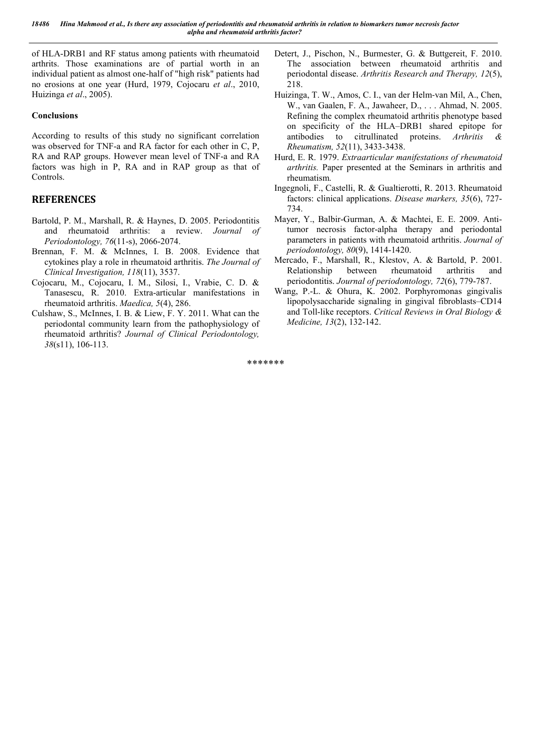of HLA-DRB1 and RF status among patients with rheumatoid arthrits. Those examinations are of partial worth in an individual patient as almost one-half of "high risk" patients had no erosions at one year (Hurd, 1979, Cojocaru *et al*., 2010, Huizinga *et al*., 2005).

**Conclusions**

According to results of this study no significant correlation was observed for TNF-a and RA factor for each other in C, P, RA and RAP groups. However mean level of TNF-a and RA factors was high in P, RA and in RAP group as that of Controls.

## REFERENCES

- Bartold, P. M., Marshall, R. & Haynes, D. 2005. Periodontitis and rheumatoid arthritis: a review. *Journal of Periodontology, 76*(11-s), 2066-2074.
- Brennan, F. M. & McInnes, I. B. 2008. Evidence that cytokines play a role in rheumatoid arthritis. *The Journal of Clinical Investigation, 118*(11), 3537.
- Cojocaru, M., Cojocaru, I. M., Silosi, I., Vrabie, C. D. & Tanasescu, R. 2010. Extra-articular manifestations in rheumatoid arthritis. *Maedica, 5*(4), 286.
- Culshaw, S., McInnes, I. B. & Liew, F. Y. 2011. What can the periodontal community learn from the pathophysiology of rheumatoid arthritis? *Journal of Clinical Periodontology, 38*(s11), 106-113.
- Detert, J., Pischon, N., Burmester, G. & Buttgereit, F. 2010. The association between rheumatoid arthritis and periodontal disease. *Arthritis Research and Therapy, 12*(5), 218.
- Huizinga, T. W., Amos, C. I., van der Helm-van Mil, A., Chen, W., van Gaalen, F. A., Jawaheer, D., . . . Ahmad, N. 2005. Refining the complex rheumatoid arthritis phenotype based on specificity of the HLA–DRB1 shared epitope for antibodies to citrullinated proteins. *Arthritis & Rheumatism, 52*(11), 3433-3438.
- Hurd, E. R. 1979. *Extraarticular manifestations of rheumatoid arthritis.* Paper presented at the Seminars in arthritis and rheumatism.
- Ingegnoli, F., Castelli, R. & Gualtierotti, R. 2013. Rheumatoid factors: clinical applications. *Disease markers, 35*(6), 727-734.
- Mayer, Y., Balbir-Gurman, A. & Machtei, E. E. 2009. Anti-tumor necrosis factor-alpha therapy and periodontal parameters in patients with rheumatoid arthritis. *Journal of periodontology, 80*(9), 1414-1420.
- Mercado, F., Marshall, R., Klestov, A. & Bartold, P. 2001. Relationship between rheumatoid arthritis and periodontitis. *Journal of periodontology, 72*(6), 779-787.
- Wang, P.-L. & Ohura, K. 2002. Porphyromonas gingivalis lipopolysaccharide signaling in gingival fibroblasts–CD14 and Toll-like receptors. *Critical Reviews in Oral Biology & Medicine, 13*(2), 132-142.

*******